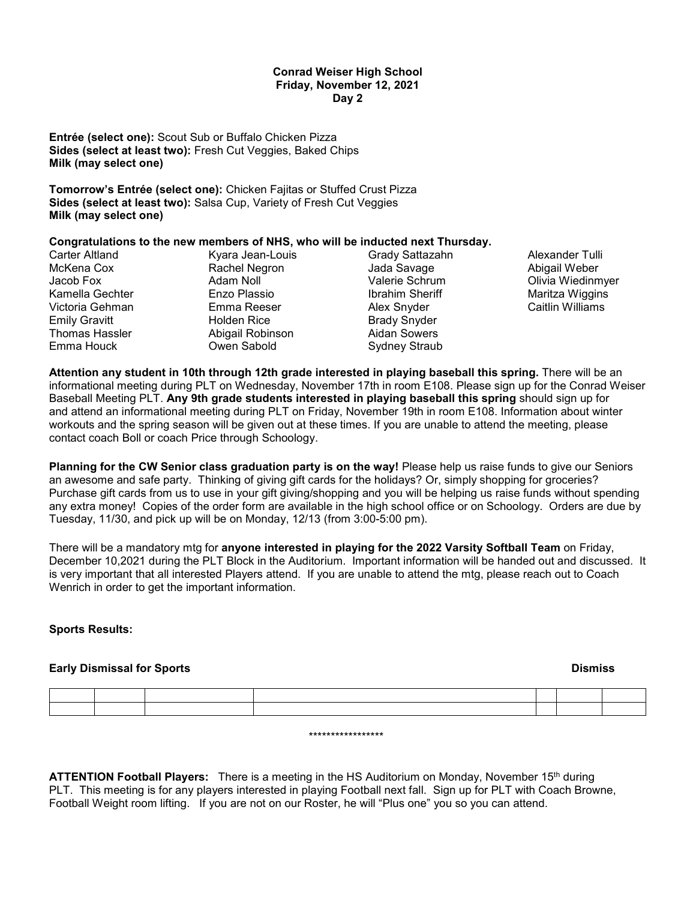**Conrad Weiser High School**
**Friday, November 12, 2021**
**Day 2**

**Entrée (select one):** Scout Sub or Buffalo Chicken Pizza
**Sides (select at least two):** Fresh Cut Veggies, Baked Chips
**Milk (may select one)**

**Tomorrow's Entrée (select one):** Chicken Fajitas or Stuffed Crust Pizza
**Sides (select at least two):** Salsa Cup, Variety of Fresh Cut Veggies
**Milk (may select one)**

**Congratulations to the new members of NHS, who will be inducted next Thursday.**

Carter Altland
McKena Cox
Jacob Fox
Kamella Gechter
Victoria Gehman
Emily Gravitt
Thomas Hassler
Emma Houck
Kyara Jean-Louis
Rachel Negron
Adam Noll
Enzo Plassio
Emma Reeser
Holden Rice
Abigail Robinson
Owen Sabold
Grady Sattazahn
Jada Savage
Valerie Schrum
Ibrahim Sheriff
Alex Snyder
Brady Snyder
Aidan Sowers
Sydney Straub
Alexander Tulli
Abigail Weber
Olivia Wiedinmyer
Maritza Wiggins
Caitlin Williams

**Attention any student in 10th through 12th grade interested in playing baseball this spring.** There will be an informational meeting during PLT on Wednesday, November 17th in room E108. Please sign up for the Conrad Weiser Baseball Meeting PLT. **Any 9th grade students interested in playing baseball this spring** should sign up for and attend an informational meeting during PLT on Friday, November 19th in room E108. Information about winter workouts and the spring season will be given out at these times. If you are unable to attend the meeting, please contact coach Boll or coach Price through Schoology.

**Planning for the CW Senior class graduation party is on the way!** Please help us raise funds to give our Seniors an awesome and safe party. Thinking of giving gift cards for the holidays? Or, simply shopping for groceries? Purchase gift cards from us to use in your gift giving/shopping and you will be helping us raise funds without spending any extra money! Copies of the order form are available in the high school office or on Schoology. Orders are due by Tuesday, 11/30, and pick up will be on Monday, 12/13 (from 3:00-5:00 pm).

There will be a mandatory mtg for **anyone interested in playing for the 2022 Varsity Softball Team** on Friday, December 10,2021 during the PLT Block in the Auditorium. Important information will be handed out and discussed. It is very important that all interested Players attend. If you are unable to attend the mtg, please reach out to Coach Wenrich in order to get the important information.

**Sports Results:**

**Early Dismissal for Sports** **Dismiss**

| | | | | | | |
|---|---|---|---|---|---|---|
| | | | | | | |

*****************

**ATTENTION Football Players:** There is a meeting in the HS Auditorium on Monday, November 15th during PLT. This meeting is for any players interested in playing Football next fall. Sign up for PLT with Coach Browne, Football Weight room lifting. If you are not on our Roster, he will "Plus one" you so you can attend.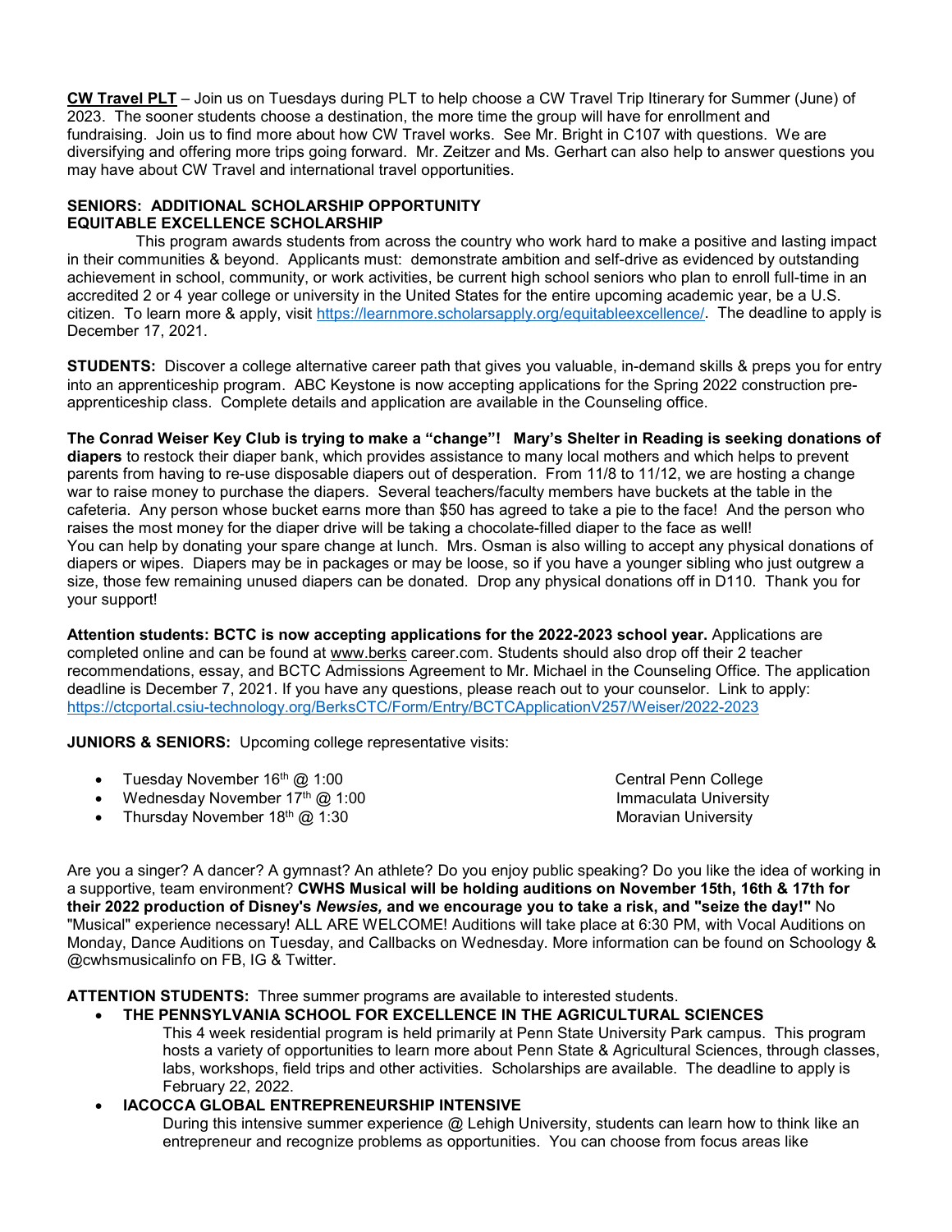**CW Travel PLT** – Join us on Tuesdays during PLT to help choose a CW Travel Trip Itinerary for Summer (June) of 2023. The sooner students choose a destination, the more time the group will have for enrollment and fundraising. Join us to find more about how CW Travel works. See Mr. Bright in C107 with questions. We are diversifying and offering more trips going forward. Mr. Zeitzer and Ms. Gerhart can also help to answer questions you may have about CW Travel and international travel opportunities.

**SENIORS: ADDITIONAL SCHOLARSHIP OPPORTUNITY**
**EQUITABLE EXCELLENCE SCHOLARSHIP**

This program awards students from across the country who work hard to make a positive and lasting impact in their communities & beyond. Applicants must: demonstrate ambition and self-drive as evidenced by outstanding achievement in school, community, or work activities, be current high school seniors who plan to enroll full-time in an accredited 2 or 4 year college or university in the United States for the entire upcoming academic year, be a U.S. citizen. To learn more & apply, visit https://learnmore.scholarsapply.org/equitableexcellence/. The deadline to apply is December 17, 2021.

**STUDENTS:** Discover a college alternative career path that gives you valuable, in-demand skills & preps you for entry into an apprenticeship program. ABC Keystone is now accepting applications for the Spring 2022 construction pre-apprenticeship class. Complete details and application are available in the Counseling office.

**The Conrad Weiser Key Club is trying to make a "change"! Mary's Shelter in Reading is seeking donations of diapers** to restock their diaper bank, which provides assistance to many local mothers and which helps to prevent parents from having to re-use disposable diapers out of desperation. From 11/8 to 11/12, we are hosting a change war to raise money to purchase the diapers. Several teachers/faculty members have buckets at the table in the cafeteria. Any person whose bucket earns more than $50 has agreed to take a pie to the face! And the person who raises the most money for the diaper drive will be taking a chocolate-filled diaper to the face as well!
You can help by donating your spare change at lunch. Mrs. Osman is also willing to accept any physical donations of diapers or wipes. Diapers may be in packages or may be loose, so if you have a younger sibling who just outgrew a size, those few remaining unused diapers can be donated. Drop any physical donations off in D110. Thank you for your support!

**Attention students: BCTC is now accepting applications for the 2022-2023 school year.** Applications are completed online and can be found at www.berks career.com. Students should also drop off their 2 teacher recommendations, essay, and BCTC Admissions Agreement to Mr. Michael in the Counseling Office. The application deadline is December 7, 2021. If you have any questions, please reach out to your counselor. Link to apply: https://ctcportal.csiu-technology.org/BerksCTC/Form/Entry/BCTCApplicationV257/Weiser/2022-2023

**JUNIORS & SENIORS:** Upcoming college representative visits:

- Tuesday November 16th @ 1:00 — Central Penn College
- Wednesday November 17th @ 1:00 — Immaculata University
- Thursday November 18th @ 1:30 — Moravian University

Are you a singer? A dancer? A gymnast? An athlete? Do you enjoy public speaking? Do you like the idea of working in a supportive, team environment? **CWHS Musical will be holding auditions on November 15th, 16th & 17th for their 2022 production of Disney's *Newsies,* and we encourage you to take a risk, and "seize the day!"** No "Musical" experience necessary! ALL ARE WELCOME! Auditions will take place at 6:30 PM, with Vocal Auditions on Monday, Dance Auditions on Tuesday, and Callbacks on Wednesday. More information can be found on Schoology & @cwhsmusicalinfo on FB, IG & Twitter.

**ATTENTION STUDENTS:** Three summer programs are available to interested students.

- **THE PENNSYLVANIA SCHOOL FOR EXCELLENCE IN THE AGRICULTURAL SCIENCES**
  This 4 week residential program is held primarily at Penn State University Park campus. This program hosts a variety of opportunities to learn more about Penn State & Agricultural Sciences, through classes, labs, workshops, field trips and other activities. Scholarships are available. The deadline to apply is February 22, 2022.
- **IACOCCA GLOBAL ENTREPRENEURSHIP INTENSIVE**
  During this intensive summer experience @ Lehigh University, students can learn how to think like an entrepreneur and recognize problems as opportunities. You can choose from focus areas like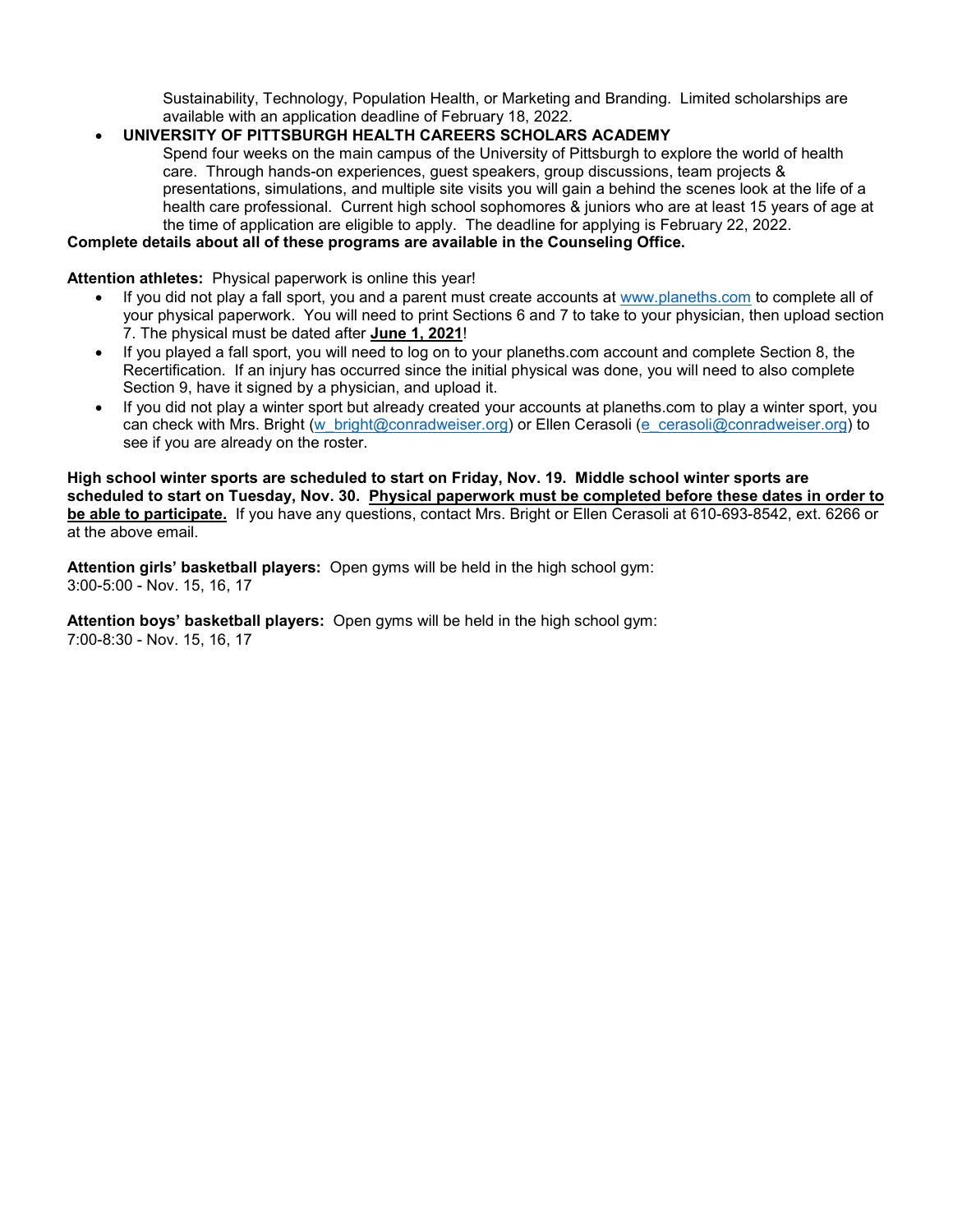Sustainability, Technology, Population Health, or Marketing and Branding. Limited scholarships are available with an application deadline of February 18, 2022.

- **UNIVERSITY OF PITTSBURGH HEALTH CAREERS SCHOLARS ACADEMY**
  Spend four weeks on the main campus of the University of Pittsburgh to explore the world of health care. Through hands-on experiences, guest speakers, group discussions, team projects & presentations, simulations, and multiple site visits you will gain a behind the scenes look at the life of a health care professional. Current high school sophomores & juniors who are at least 15 years of age at the time of application are eligible to apply. The deadline for applying is February 22, 2022.

**Complete details about all of these programs are available in the Counseling Office.**

**Attention athletes:** Physical paperwork is online this year!

- If you did not play a fall sport, you and a parent must create accounts at www.planeths.com to complete all of your physical paperwork. You will need to print Sections 6 and 7 to take to your physician, then upload section 7. The physical must be dated after **June 1, 2021**!
- If you played a fall sport, you will need to log on to your planeths.com account and complete Section 8, the Recertification. If an injury has occurred since the initial physical was done, you will need to also complete Section 9, have it signed by a physician, and upload it.
- If you did not play a winter sport but already created your accounts at planeths.com to play a winter sport, you can check with Mrs. Bright (w_bright@conradweiser.org) or Ellen Cerasoli (e_cerasoli@conradweiser.org) to see if you are already on the roster.

**High school winter sports are scheduled to start on Friday, Nov. 19. Middle school winter sports are scheduled to start on Tuesday, Nov. 30. Physical paperwork must be completed before these dates in order to be able to participate.** If you have any questions, contact Mrs. Bright or Ellen Cerasoli at 610-693-8542, ext. 6266 or at the above email.

**Attention girls' basketball players:** Open gyms will be held in the high school gym:
3:00-5:00 - Nov. 15, 16, 17

**Attention boys' basketball players:** Open gyms will be held in the high school gym:
7:00-8:30 - Nov. 15, 16, 17